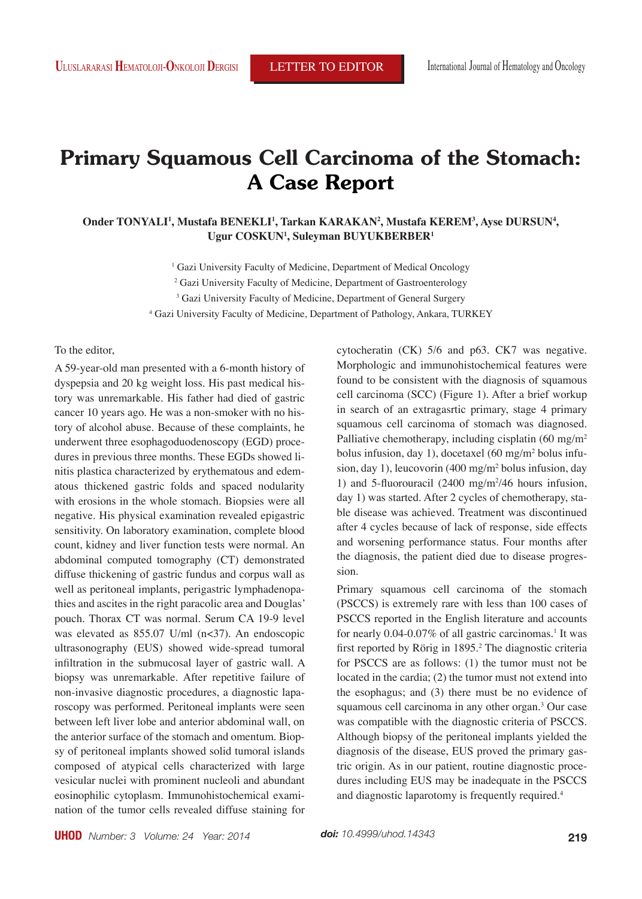# Primary Squamous Cell Carcinoma of the Stomach: A Case Report

**Onder TONYALI[1], Mustafa BENEKLI[1], Tarkan KARAKAN[2], Mustafa KEREM[3], Ayse DURSUN[4], Ugur COSKUN[1], Suleyman BUYUKBERBER[1]**

[1] Gazi University Faculty of Medicine, Department of Medical Oncology

[2] Gazi University Faculty of Medicine, Department of Gastroenterology

[3] Gazi University Faculty of Medicine, Department of General Surgery

[4] Gazi University Faculty of Medicine, Department of Pathology, Ankara, TURKEY

To the editor,

A 59-year-old man presented with a 6-month history of dyspepsia and 20 kg weight loss. His past medical history was unremarkable. His father had died of gastric cancer 10 years ago. He was a non-smoker with no history of alcohol abuse. Because of these complaints, he underwent three esophagoduodenoscopy (EGD) procedures in previous three months. These EGDs showed linitis plastica characterized by erythematous and edematous thickened gastric folds and spaced nodularity with erosions in the whole stomach. Biopsies were all negative. His physical examination revealed epigastric sensitivity. On laboratory examination, complete blood count, kidney and liver function tests were normal. An abdominal computed tomography (CT) demonstrated diffuse thickening of gastric fundus and corpus wall as well as peritoneal implants, perigastric lymphadenopathies and ascites in the right paracolic area and Douglas' pouch. Thorax CT was normal. Serum CA 19-9 level was elevated as 855.07 U/ml (n<37). An endoscopic ultrasonography (EUS) showed wide-spread tumoral infiltration in the submucosal layer of gastric wall. A biopsy was unremarkable. After repetitive failure of non-invasive diagnostic procedures, a diagnostic laparoscopy was performed. Peritoneal implants were seen between left liver lobe and anterior abdominal wall, on the anterior surface of the stomach and omentum. Biopsy of peritoneal implants showed solid tumoral islands composed of atypical cells characterized with large vesicular nuclei with prominent nucleoli and abundant eosinophilic cytoplasm. Immunohistochemical examination of the tumor cells revealed diffuse staining for cytocheratin (CK) 5/6 and p63. CK7 was negative. Morphologic and immunohistochemical features were found to be consistent with the diagnosis of squamous cell carcinoma (SCC) (Figure 1). After a brief workup in search of an extragasrtic primary, stage 4 primary squamous cell carcinoma of stomach was diagnosed. Palliative chemotherapy, including cisplatin (60 mg/m$^2$ bolus infusion, day 1), docetaxel (60 mg/m$^2$ bolus infusion, day 1), leucovorin (400 mg/m$^2$ bolus infusion, day 1) and 5-fluorouracil (2400 mg/m$^2$/46 hours infusion, day 1) was started. After 2 cycles of chemotherapy, stable disease was achieved. Treatment was discontinued after 4 cycles because of lack of response, side effects and worsening performance status. Four months after the diagnosis, the patient died due to disease progression.

Primary squamous cell carcinoma of the stomach (PSCCS) is extremely rare with less than 100 cases of PSCCS reported in the English literature and accounts for nearly 0.04-0.07% of all gastric carcinomas.[1] It was first reported by Rörig in 1895.[2] The diagnostic criteria for PSCCS are as follows: (1) the tumor must not be located in the cardia; (2) the tumor must not extend into the esophagus; and (3) there must be no evidence of squamous cell carcinoma in any other organ.[3] Our case was compatible with the diagnostic criteria of PSCCS. Although biopsy of the peritoneal implants yielded the diagnosis of the disease, EUS proved the primary gastric origin. As in our patient, routine diagnostic procedures including EUS may be inadequate in the PSCCS and diagnostic laparotomy is frequently required.[4]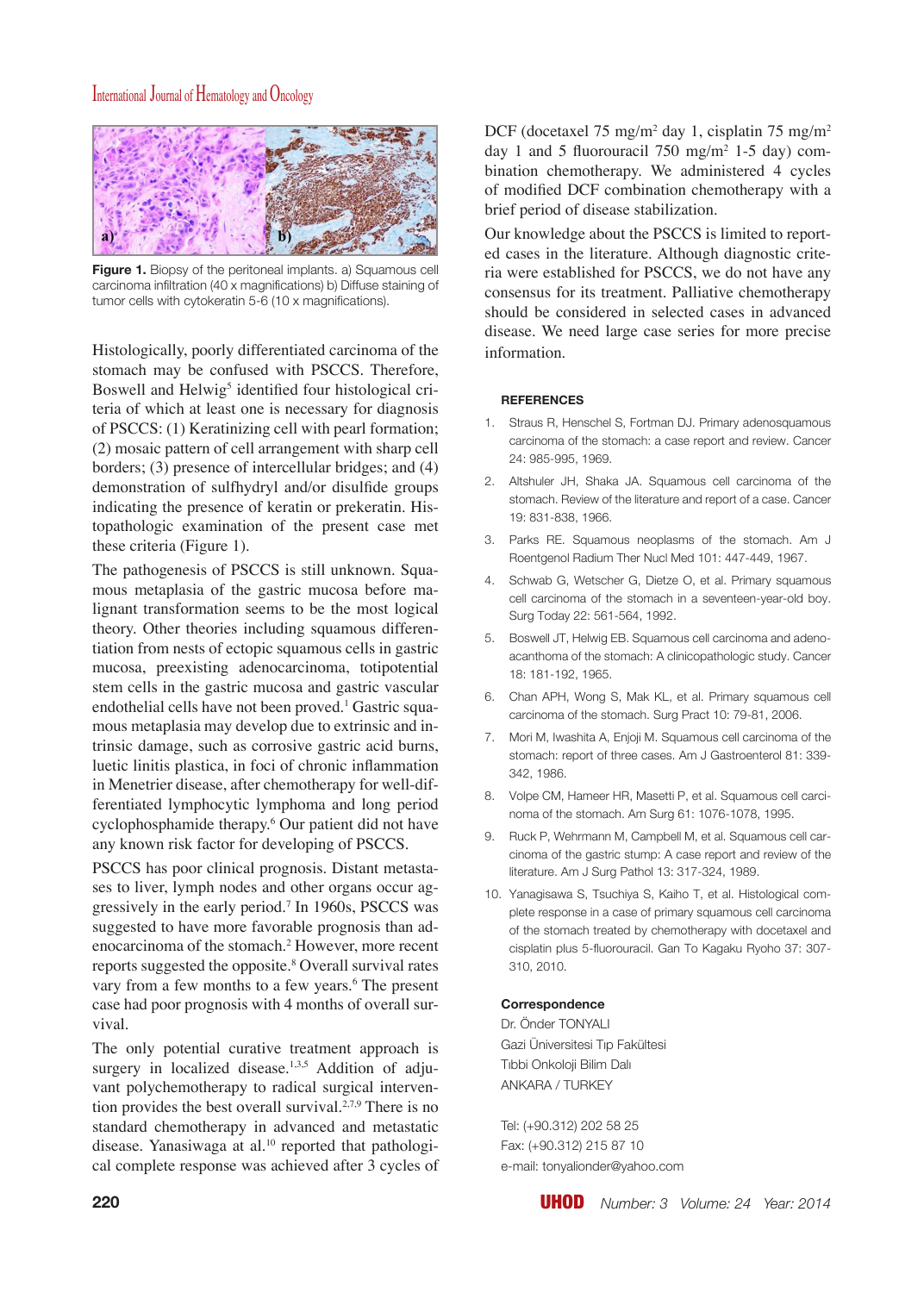Figure 1. Biopsy of the peritoneal implants. a) Squamous cell carcinoma infiltration (40 x magnifications) b) Diffuse staining of tumor cells with cytokeratin 5-6 (10 x magnifications).

Histologically, poorly differentiated carcinoma of the stomach may be confused with PSCCS. Therefore, Boswell and Helwig[5] identified four histological criteria of which at least one is necessary for diagnosis of PSCCS: (1) Keratinizing cell with pearl formation; (2) mosaic pattern of cell arrangement with sharp cell borders; (3) presence of intercellular bridges; and (4) demonstration of sulfhydryl and/or disulfide groups indicating the presence of keratin or prekeratin. Histopathologic examination of the present case met these criteria (Figure 1).

The pathogenesis of PSCCS is still unknown. Squamous metaplasia of the gastric mucosa before malignant transformation seems to be the most logical theory. Other theories including squamous differentiation from nests of ectopic squamous cells in gastric mucosa, preexisting adenocarcinoma, totipotential stem cells in the gastric mucosa and gastric vascular endothelial cells have not been proved.[1] Gastric squamous metaplasia may develop due to extrinsic and intrinsic damage, such as corrosive gastric acid burns, luetic linitis plastica, in foci of chronic inflammation in Menetrier disease, after chemotherapy for well-differentiated lymphocytic lymphoma and long period cyclophosphamide therapy.[6] Our patient did not have any known risk factor for developing of PSCCS.

PSCCS has poor clinical prognosis. Distant metastases to liver, lymph nodes and other organs occur aggressively in the early period.[7] In 1960s, PSCCS was suggested to have more favorable prognosis than adenocarcinoma of the stomach.[2] However, more recent reports suggested the opposite.[8] Overall survival rates vary from a few months to a few years.[6] The present case had poor prognosis with 4 months of overall survival.

The only potential curative treatment approach is surgery in localized disease.[1,3,5] Addition of adjuvant polychemotherapy to radical surgical intervention provides the best overall survival.[2,7,9] There is no standard chemotherapy in advanced and metastatic disease. Yanasiwaga at al.[10] reported that pathological complete response was achieved after 3 cycles of DCF (docetaxel 75 mg/m$^2$ day 1, cisplatin 75 mg/m$^2$ day 1 and 5 fluorouracil 750 mg/m$^2$ 1-5 day) combination chemotherapy. We administered 4 cycles of modified DCF combination chemotherapy with a brief period of disease stabilization.

Our knowledge about the PSCCS is limited to reported cases in the literature. Although diagnostic criteria were established for PSCCS, we do not have any consensus for its treatment. Palliative chemotherapy should be considered in selected cases in advanced disease. We need large case series for more precise information.

## REFERENCES

1. Straus R, Henschel S, Fortman DJ. Primary adenosquamous carcinoma of the stomach: a case report and review. Cancer 24: 985-995, 1969.
2. Altshuler JH, Shaka JA. Squamous cell carcinoma of the stomach. Review of the literature and report of a case. Cancer 19: 831-838, 1966.
3. Parks RE. Squamous neoplasms of the stomach. Am J Roentgenol Radium Ther Nucl Med 101: 447-449, 1967.
4. Schwab G, Wetscher G, Dietze O, et al. Primary squamous cell carcinoma of the stomach in a seventeen-year-old boy. Surg Today 22: 561-564, 1992.
5. Boswell JT, Helwig EB. Squamous cell carcinoma and adenoacanthoma of the stomach: A clinicopathologic study. Cancer 18: 181-192, 1965.
6. Chan APH, Wong S, Mak KL, et al. Primary squamous cell carcinoma of the stomach. Surg Pract 10: 79-81, 2006.
7. Mori M, Iwashita A, Enjoji M. Squamous cell carcinoma of the stomach: report of three cases. Am J Gastroenterol 81: 339-342, 1986.
8. Volpe CM, Hameer HR, Masetti P, et al. Squamous cell carcinoma of the stomach. Am Surg 61: 1076-1078, 1995.
9. Ruck P, Wehrmann M, Campbell M, et al. Squamous cell carcinoma of the gastric stump: A case report and review of the literature. Am J Surg Pathol 13: 317-324, 1989.
10. Yanagisawa S, Tsuchiya S, Kaiho T, et al. Histological complete response in a case of primary squamous cell carcinoma of the stomach treated by chemotherapy with docetaxel and cisplatin plus 5-fluorouracil. Gan To Kagaku Ryoho 37: 307-310, 2010.

**Correspondence**

Dr. Önder TONYALI
Gazi Üniversitesi Tıp Fakültesi
Tıbbi Onkoloji Bilim Dalı
ANKARA / TURKEY

Tel: (+90.312) 202 58 25
Fax: (+90.312) 215 87 10
e-mail: tonyalionder@yahoo.com